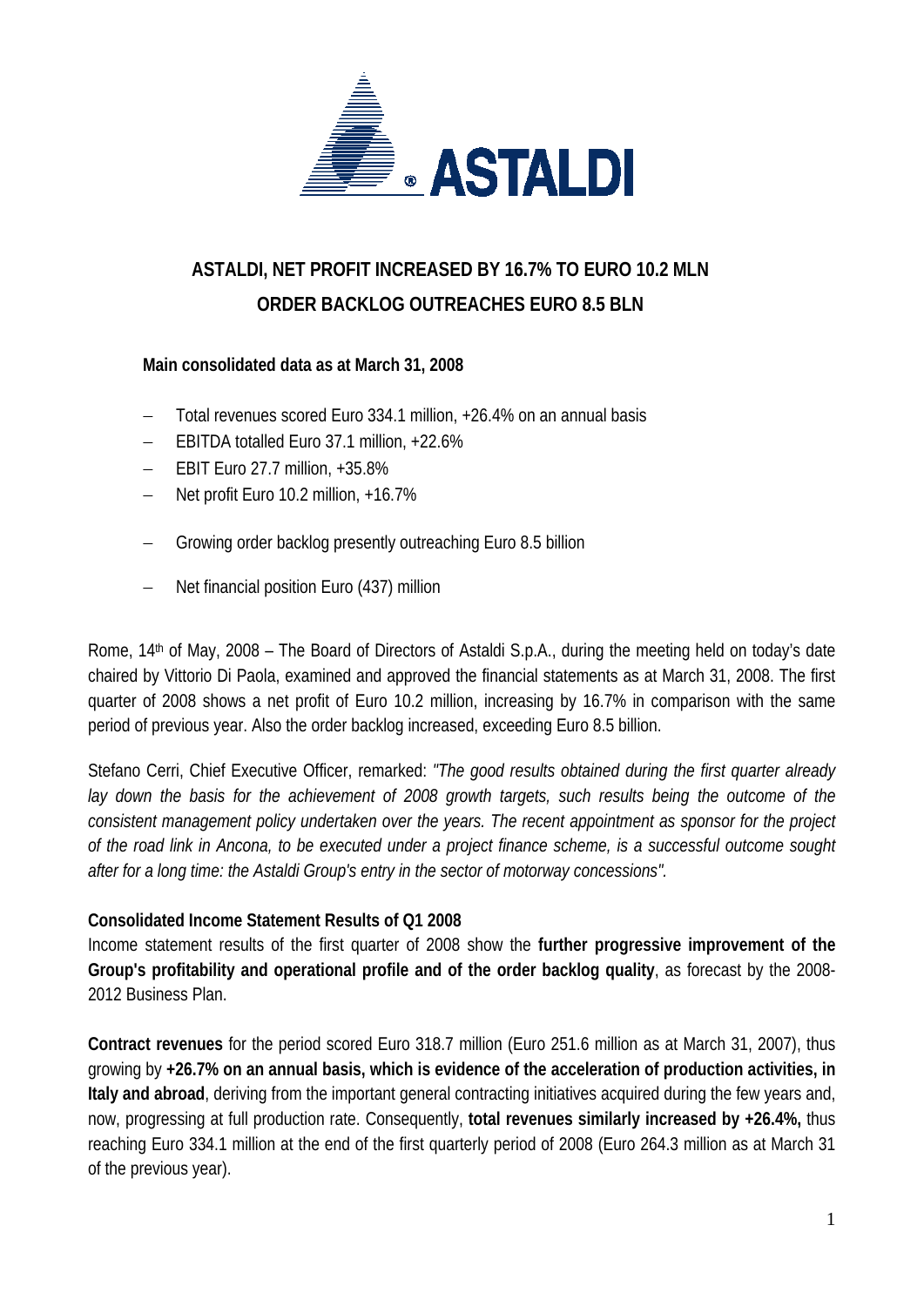# ASTALDI, NET PROFIT INCREASED BY 16.7% TO EURO 10.2 MLN
# ORDER BACKLOG OUTREACHES EURO 8.5 BLN

**Main consolidated data as at March 31, 2008**

- Total revenues scored Euro 334.1 million, +26.4% on an annual basis
- EBITDA totalled Euro 37.1 million, +22.6%
- EBIT Euro 27.7 million, +35.8%
- Net profit Euro 10.2 million, +16.7%

- Growing order backlog presently outreaching Euro 8.5 billion

- Net financial position Euro (437) million

Rome, 14th of May, 2008 – The Board of Directors of Astaldi S.p.A., during the meeting held on today's date chaired by Vittorio Di Paola, examined and approved the financial statements as at March 31, 2008. The first quarter of 2008 shows a net profit of Euro 10.2 million, increasing by 16.7% in comparison with the same period of previous year. Also the order backlog increased, exceeding Euro 8.5 billion.

Stefano Cerri, Chief Executive Officer, remarked: *"The good results obtained during the first quarter already lay down the basis for the achievement of 2008 growth targets, such results being the outcome of the consistent management policy undertaken over the years. The recent appointment as sponsor for the project of the road link in Ancona, to be executed under a project finance scheme, is a successful outcome sought after for a long time: the Astaldi Group's entry in the sector of motorway concessions".*

**Consolidated Income Statement Results of Q1 2008**

Income statement results of the first quarter of 2008 show the **further progressive improvement of the Group's profitability and operational profile and of the order backlog quality**, as forecast by the 2008-2012 Business Plan.

**Contract revenues** for the period scored Euro 318.7 million (Euro 251.6 million as at March 31, 2007), thus growing by **+26.7% on an annual basis, which is evidence of the acceleration of production activities, in Italy and abroad**, deriving from the important general contracting initiatives acquired during the few years and, now, progressing at full production rate. Consequently, **total revenues similarly increased by +26.4%,** thus reaching Euro 334.1 million at the end of the first quarterly period of 2008 (Euro 264.3 million as at March 31 of the previous year).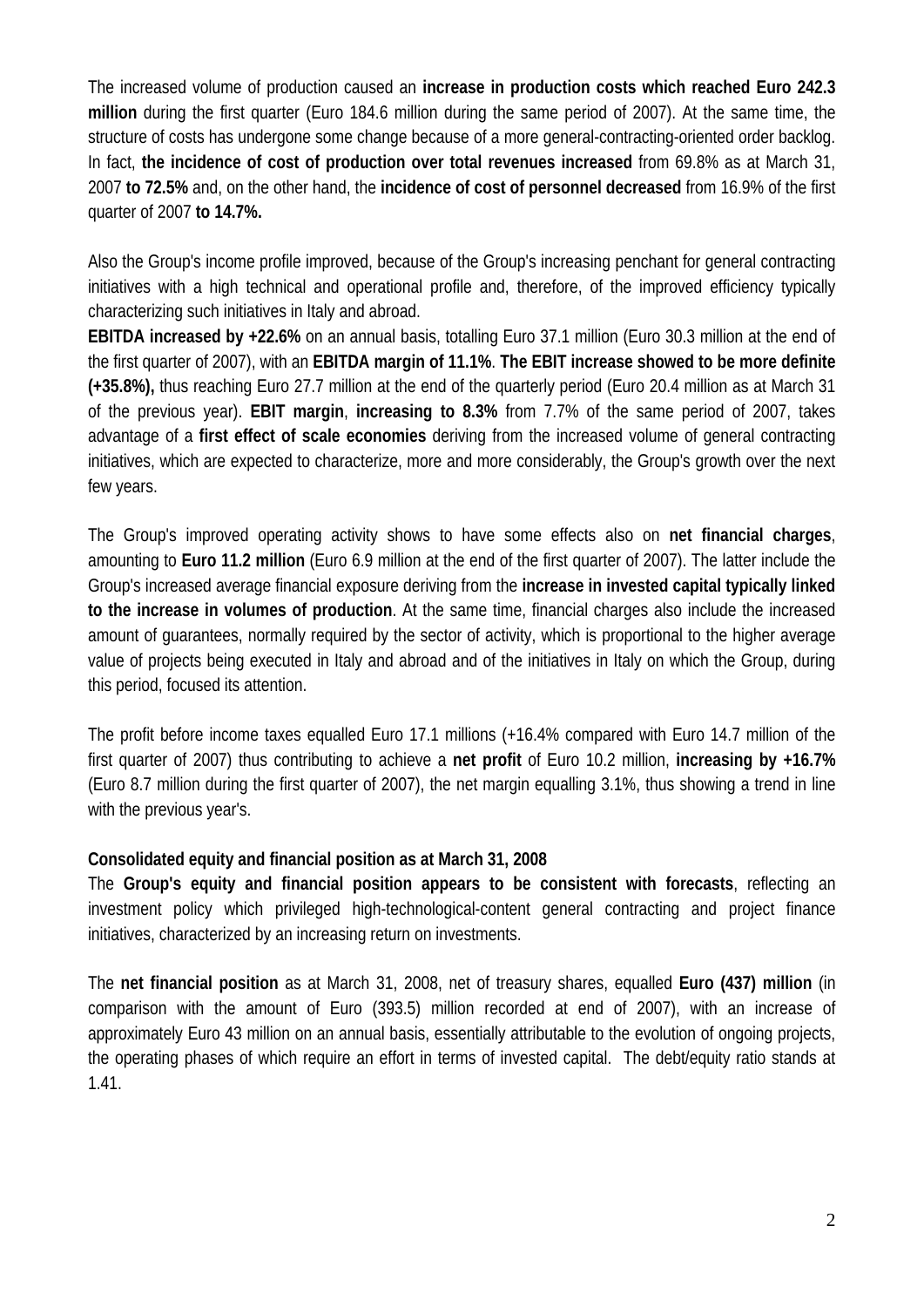The increased volume of production caused an **increase in production costs which reached Euro 242.3 million** during the first quarter (Euro 184.6 million during the same period of 2007). At the same time, the structure of costs has undergone some change because of a more general-contracting-oriented order backlog. In fact, **the incidence of cost of production over total revenues increased** from 69.8% as at March 31, 2007 **to 72.5%** and, on the other hand, the **incidence of cost of personnel decreased** from 16.9% of the first quarter of 2007 **to 14.7%.**

Also the Group's income profile improved, because of the Group's increasing penchant for general contracting initiatives with a high technical and operational profile and, therefore, of the improved efficiency typically characterizing such initiatives in Italy and abroad.

**EBITDA increased by +22.6%** on an annual basis, totalling Euro 37.1 million (Euro 30.3 million at the end of the first quarter of 2007), with an **EBITDA margin of 11.1%**. **The EBIT increase showed to be more definite (+35.8%),** thus reaching Euro 27.7 million at the end of the quarterly period (Euro 20.4 million as at March 31 of the previous year). **EBIT margin**, **increasing to 8.3%** from 7.7% of the same period of 2007, takes advantage of a **first effect of scale economies** deriving from the increased volume of general contracting initiatives, which are expected to characterize, more and more considerably, the Group's growth over the next few years.

The Group's improved operating activity shows to have some effects also on **net financial charges**, amounting to **Euro 11.2 million** (Euro 6.9 million at the end of the first quarter of 2007). The latter include the Group's increased average financial exposure deriving from the **increase in invested capital typically linked to the increase in volumes of production**. At the same time, financial charges also include the increased amount of guarantees, normally required by the sector of activity, which is proportional to the higher average value of projects being executed in Italy and abroad and of the initiatives in Italy on which the Group, during this period, focused its attention.

The profit before income taxes equalled Euro 17.1 millions (+16.4% compared with Euro 14.7 million of the first quarter of 2007) thus contributing to achieve a **net profit** of Euro 10.2 million, **increasing by +16.7%** (Euro 8.7 million during the first quarter of 2007), the net margin equalling 3.1%, thus showing a trend in line with the previous year's.

**Consolidated equity and financial position as at March 31, 2008**

The **Group's equity and financial position appears to be consistent with forecasts**, reflecting an investment policy which privileged high-technological-content general contracting and project finance initiatives, characterized by an increasing return on investments.

The **net financial position** as at March 31, 2008, net of treasury shares, equalled **Euro (437) million** (in comparison with the amount of Euro (393.5) million recorded at end of 2007), with an increase of approximately Euro 43 million on an annual basis, essentially attributable to the evolution of ongoing projects, the operating phases of which require an effort in terms of invested capital. The debt/equity ratio stands at 1.41.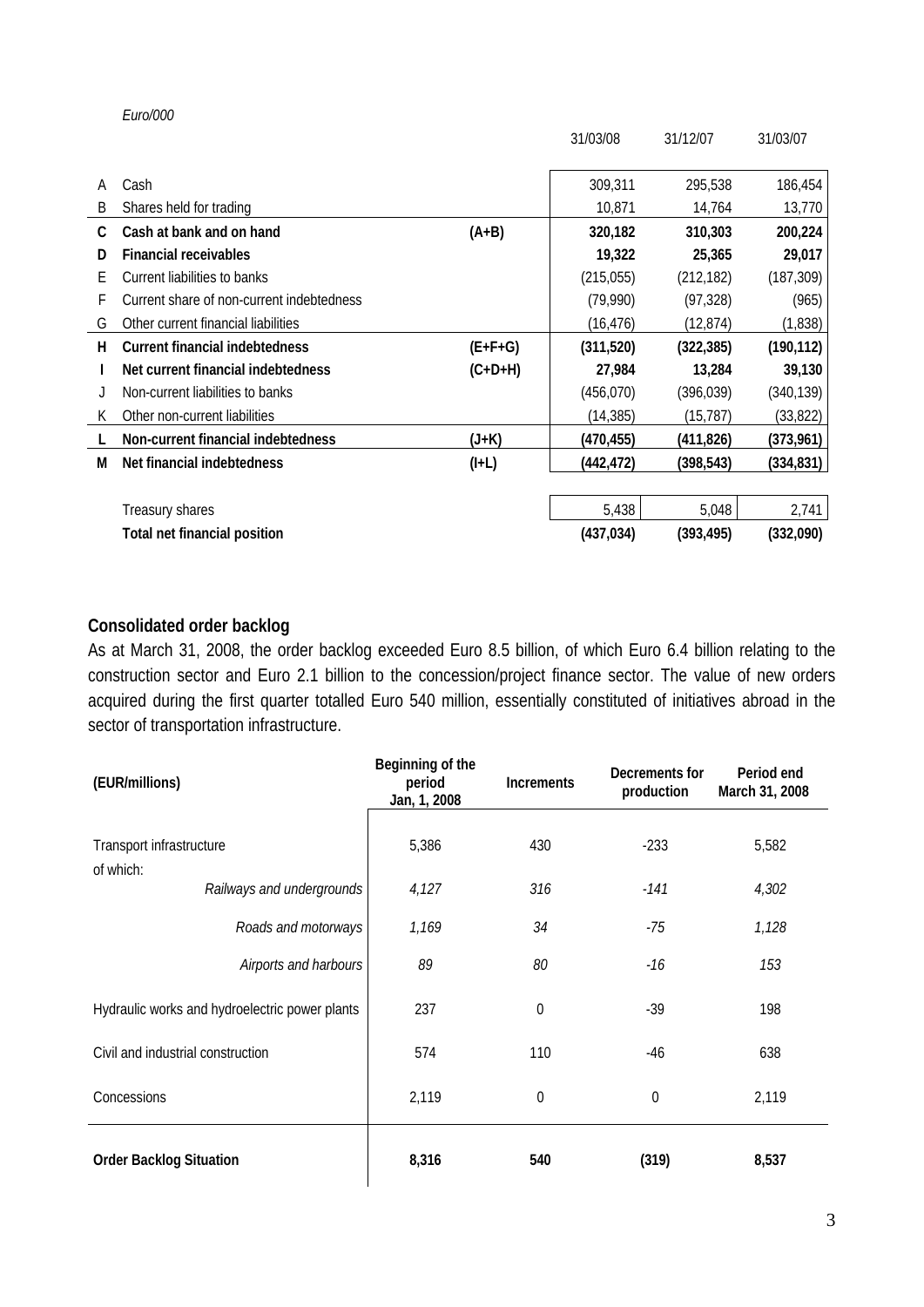*Euro/000*

| | | | 31/03/08 | 31/12/07 | 31/03/07 |
|---|---|---|---|---|---|
| A | Cash | | 309,311 | 295,538 | 186,454 |
| B | Shares held for trading | | 10,871 | 14,764 | 13,770 |
| **C** | **Cash at bank and on hand** | **(A+B)** | **320,182** | **310,303** | **200,224** |
| **D** | **Financial receivables** | | **19,322** | **25,365** | **29,017** |
| E | Current liabilities to banks | | (215,055) | (212,182) | (187,309) |
| F | Current share of non-current indebtedness | | (79,990) | (97,328) | (965) |
| G | Other current financial liabilities | | (16,476) | (12,874) | (1,838) |
| **H** | **Current financial indebtedness** | **(E+F+G)** | **(311,520)** | **(322,385)** | **(190,112)** |
| **I** | **Net current financial indebtedness** | **(C+D+H)** | **27,984** | **13,284** | **39,130** |
| J | Non-current liabilities to banks | | (456,070) | (396,039) | (340,139) |
| K | Other non-current liabilities | | (14,385) | (15,787) | (33,822) |
| **L** | **Non-current financial indebtedness** | **(J+K)** | **(470,455)** | **(411,826)** | **(373,961)** |
| **M** | **Net financial indebtedness** | **(I+L)** | **(442,472)** | **(398,543)** | **(334,831)** |
| | Treasury shares | | 5,438 | 5,048 | 2,741 |
| | **Total net financial position** | | **(437,034)** | **(393,495)** | **(332,090)** |

**Consolidated order backlog**

As at March 31, 2008, the order backlog exceeded Euro 8.5 billion, of which Euro 6.4 billion relating to the construction sector and Euro 2.1 billion to the concession/project finance sector. The value of new orders acquired during the first quarter totalled Euro 540 million, essentially constituted of initiatives abroad in the sector of transportation infrastructure.

| (EUR/millions) | Beginning of the period Jan, 1, 2008 | Increments | Decrements for production | Period end March 31, 2008 |
|---|---|---|---|---|
| Transport infrastructure | 5,386 | 430 | -233 | 5,582 |
| of which: | | | | |
| *Railways and undergrounds* | *4,127* | *316* | *-141* | *4,302* |
| *Roads and motorways* | *1,169* | *34* | *-75* | *1,128* |
| *Airports and harbours* | *89* | *80* | *-16* | *153* |
| Hydraulic works and hydroelectric power plants | 237 | 0 | -39 | 198 |
| Civil and industrial construction | 574 | 110 | -46 | 638 |
| Concessions | 2,119 | 0 | 0 | 2,119 |
| **Order Backlog Situation** | **8,316** | **540** | **(319)** | **8,537** |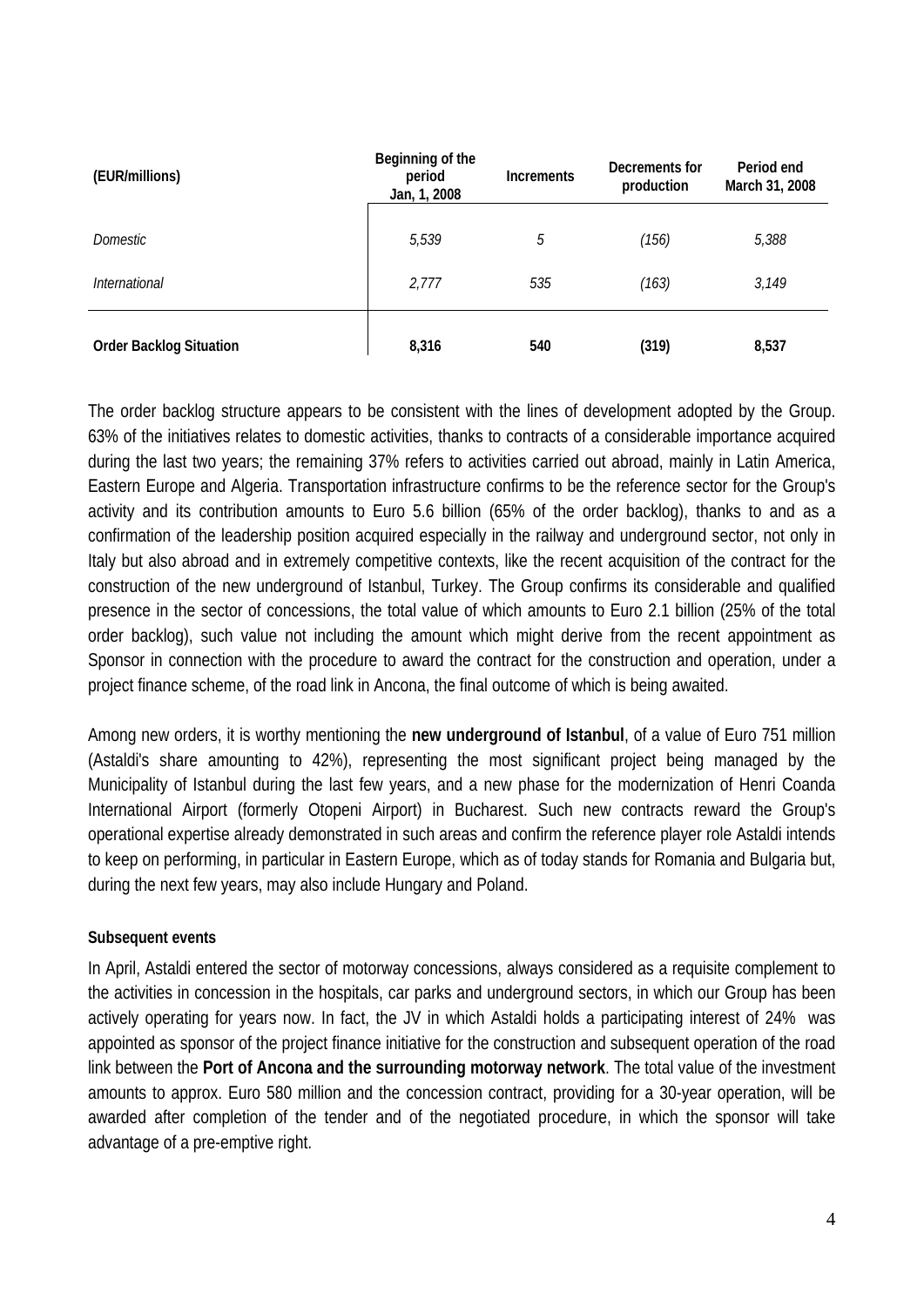| (EUR/millions) | Beginning of the period Jan, 1, 2008 | Increments | Decrements for production | Period end March 31, 2008 |
|---|---|---|---|---|
| *Domestic* | *5,539* | *5* | *(156)* | *5,388* |
| *International* | *2,777* | *535* | *(163)* | *3,149* |
| **Order Backlog Situation** | **8,316** | **540** | **(319)** | **8,537** |

The order backlog structure appears to be consistent with the lines of development adopted by the Group. 63% of the initiatives relates to domestic activities, thanks to contracts of a considerable importance acquired during the last two years; the remaining 37% refers to activities carried out abroad, mainly in Latin America, Eastern Europe and Algeria. Transportation infrastructure confirms to be the reference sector for the Group's activity and its contribution amounts to Euro 5.6 billion (65% of the order backlog), thanks to and as a confirmation of the leadership position acquired especially in the railway and underground sector, not only in Italy but also abroad and in extremely competitive contexts, like the recent acquisition of the contract for the construction of the new underground of Istanbul, Turkey. The Group confirms its considerable and qualified presence in the sector of concessions, the total value of which amounts to Euro 2.1 billion (25% of the total order backlog), such value not including the amount which might derive from the recent appointment as Sponsor in connection with the procedure to award the contract for the construction and operation, under a project finance scheme, of the road link in Ancona, the final outcome of which is being awaited.

Among new orders, it is worthy mentioning the **new underground of Istanbul**, of a value of Euro 751 million (Astaldi's share amounting to 42%), representing the most significant project being managed by the Municipality of Istanbul during the last few years, and a new phase for the modernization of Henri Coanda International Airport (formerly Otopeni Airport) in Bucharest. Such new contracts reward the Group's operational expertise already demonstrated in such areas and confirm the reference player role Astaldi intends to keep on performing, in particular in Eastern Europe, which as of today stands for Romania and Bulgaria but, during the next few years, may also include Hungary and Poland.

**Subsequent events**

In April, Astaldi entered the sector of motorway concessions, always considered as a requisite complement to the activities in concession in the hospitals, car parks and underground sectors, in which our Group has been actively operating for years now. In fact, the JV in which Astaldi holds a participating interest of 24% was appointed as sponsor of the project finance initiative for the construction and subsequent operation of the road link between the **Port of Ancona and the surrounding motorway network**. The total value of the investment amounts to approx. Euro 580 million and the concession contract, providing for a 30-year operation, will be awarded after completion of the tender and of the negotiated procedure, in which the sponsor will take advantage of a pre-emptive right.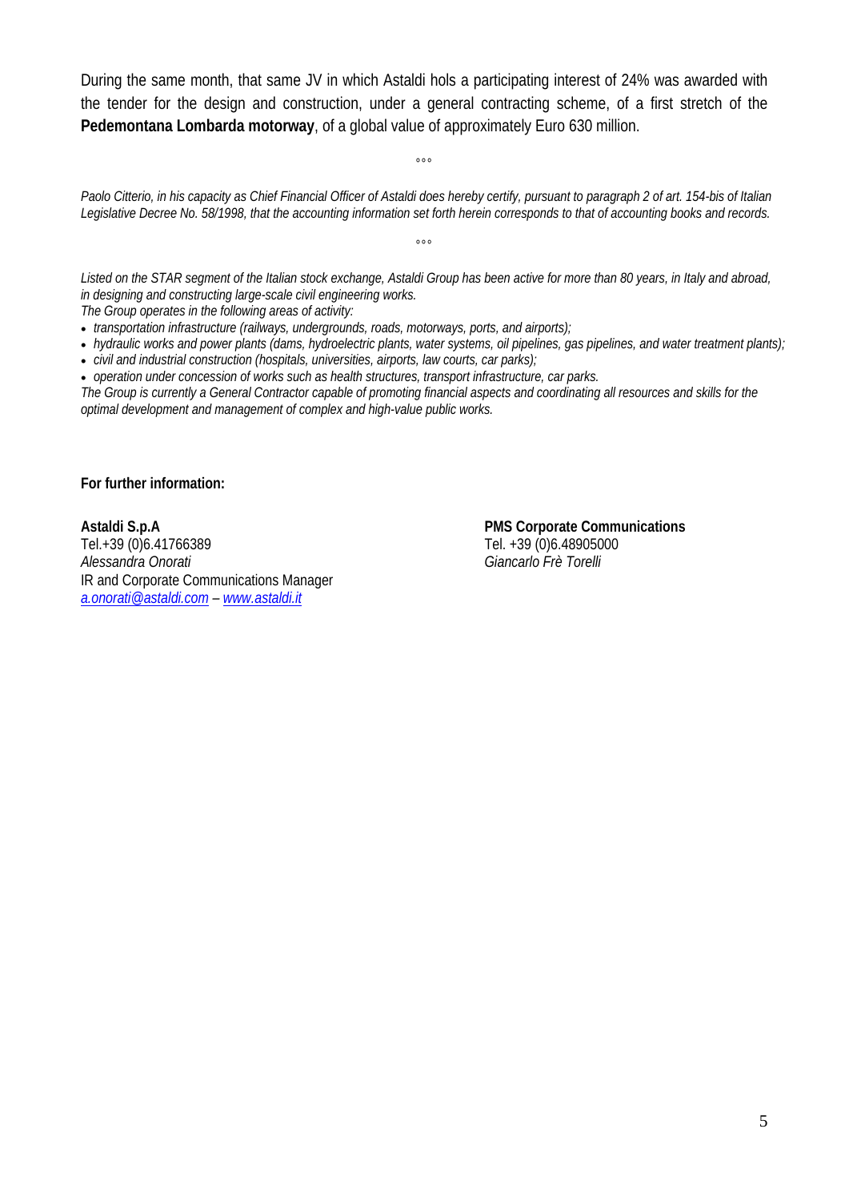During the same month, that same JV in which Astaldi hols a participating interest of 24% was awarded with the tender for the design and construction, under a general contracting scheme, of a first stretch of the **Pedemontana Lombarda motorway**, of a global value of approximately Euro 630 million.

°°°

*Paolo Citterio, in his capacity as Chief Financial Officer of Astaldi does hereby certify, pursuant to paragraph 2 of art. 154-bis of Italian Legislative Decree No. 58/1998, that the accounting information set forth herein corresponds to that of accounting books and records.*

°°°

*Listed on the STAR segment of the Italian stock exchange, Astaldi Group has been active for more than 80 years, in Italy and abroad, in designing and constructing large-scale civil engineering works.*
*The Group operates in the following areas of activity:*

- *transportation infrastructure (railways, undergrounds, roads, motorways, ports, and airports);*
- *hydraulic works and power plants (dams, hydroelectric plants, water systems, oil pipelines, gas pipelines, and water treatment plants);*
- *civil and industrial construction (hospitals, universities, airports, law courts, car parks);*
- *operation under concession of works such as health structures, transport infrastructure, car parks.*

*The Group is currently a General Contractor capable of promoting financial aspects and coordinating all resources and skills for the optimal development and management of complex and high-value public works.*

**For further information:**

**Astaldi S.p.A**
Tel.+39 (0)6.41766389
*Alessandra Onorati*
IR and Corporate Communications Manager
*a.onorati@astaldi.com* – *www.astaldi.it*

**PMS Corporate Communications**
Tel. +39 (0)6.48905000
*Giancarlo Frè Torelli*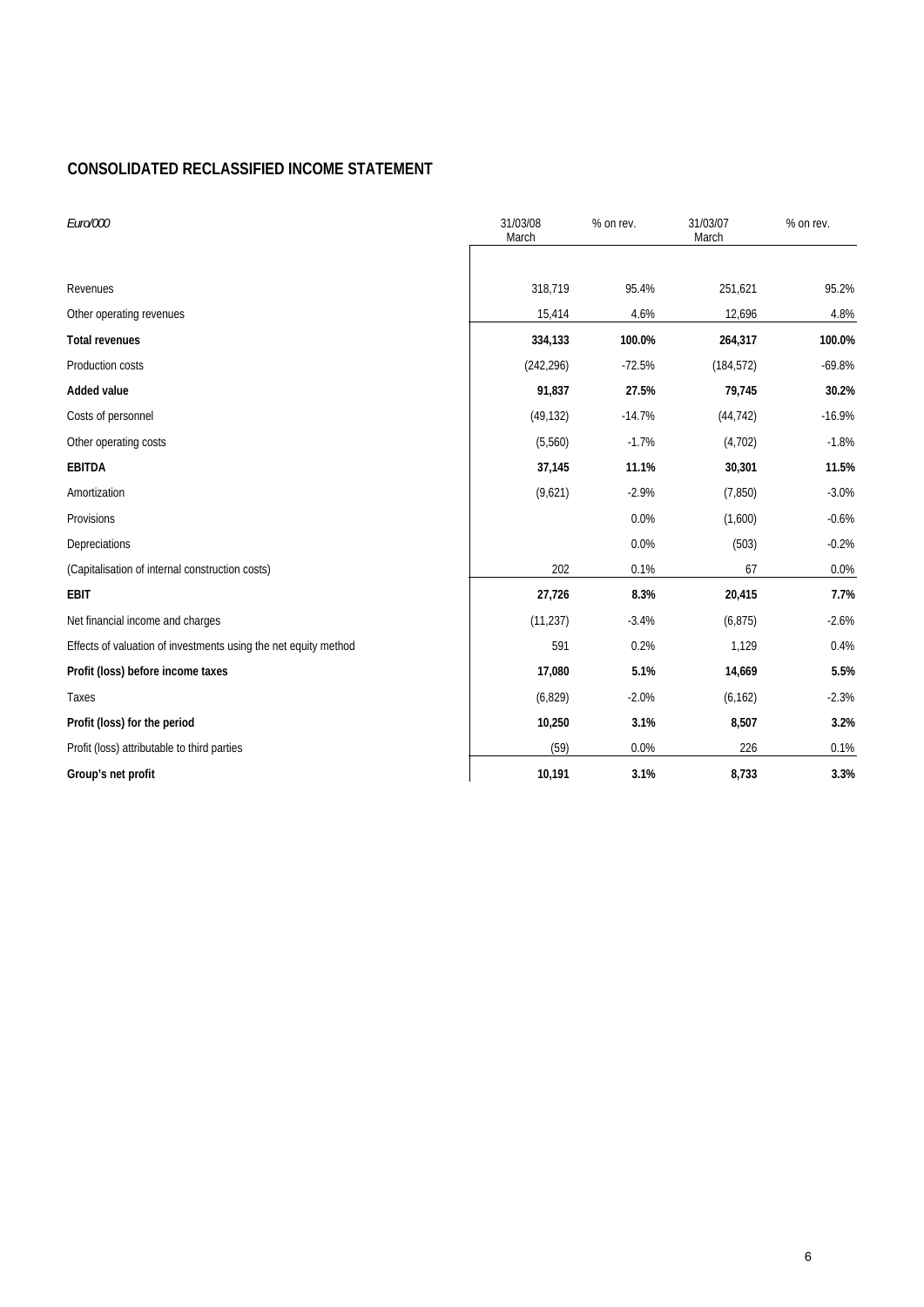## CONSOLIDATED RECLASSIFIED INCOME STATEMENT

| *Euro/000* | 31/03/08 March | % on rev. | 31/03/07 March | % on rev. |
|---|---|---|---|---|
| Revenues | 318,719 | 95.4% | 251,621 | 95.2% |
| Other operating revenues | 15,414 | 4.6% | 12,696 | 4.8% |
| **Total revenues** | **334,133** | **100.0%** | **264,317** | **100.0%** |
| Production costs | (242,296) | -72.5% | (184,572) | -69.8% |
| **Added value** | **91,837** | **27.5%** | **79,745** | **30.2%** |
| Costs of personnel | (49,132) | -14.7% | (44,742) | -16.9% |
| Other operating costs | (5,560) | -1.7% | (4,702) | -1.8% |
| **EBITDA** | **37,145** | **11.1%** | **30,301** | **11.5%** |
| Amortization | (9,621) | -2.9% | (7,850) | -3.0% |
| Provisions | | 0.0% | (1,600) | -0.6% |
| Depreciations | | 0.0% | (503) | -0.2% |
| (Capitalisation of internal construction costs) | 202 | 0.1% | 67 | 0.0% |
| **EBIT** | **27,726** | **8.3%** | **20,415** | **7.7%** |
| Net financial income and charges | (11,237) | -3.4% | (6,875) | -2.6% |
| Effects of valuation of investments using the net equity method | 591 | 0.2% | 1,129 | 0.4% |
| **Profit (loss) before income taxes** | **17,080** | **5.1%** | **14,669** | **5.5%** |
| Taxes | (6,829) | -2.0% | (6,162) | -2.3% |
| **Profit (loss) for the period** | **10,250** | **3.1%** | **8,507** | **3.2%** |
| Profit (loss) attributable to third parties | (59) | 0.0% | 226 | 0.1% |
| **Group's net profit** | **10,191** | **3.1%** | **8,733** | **3.3%** |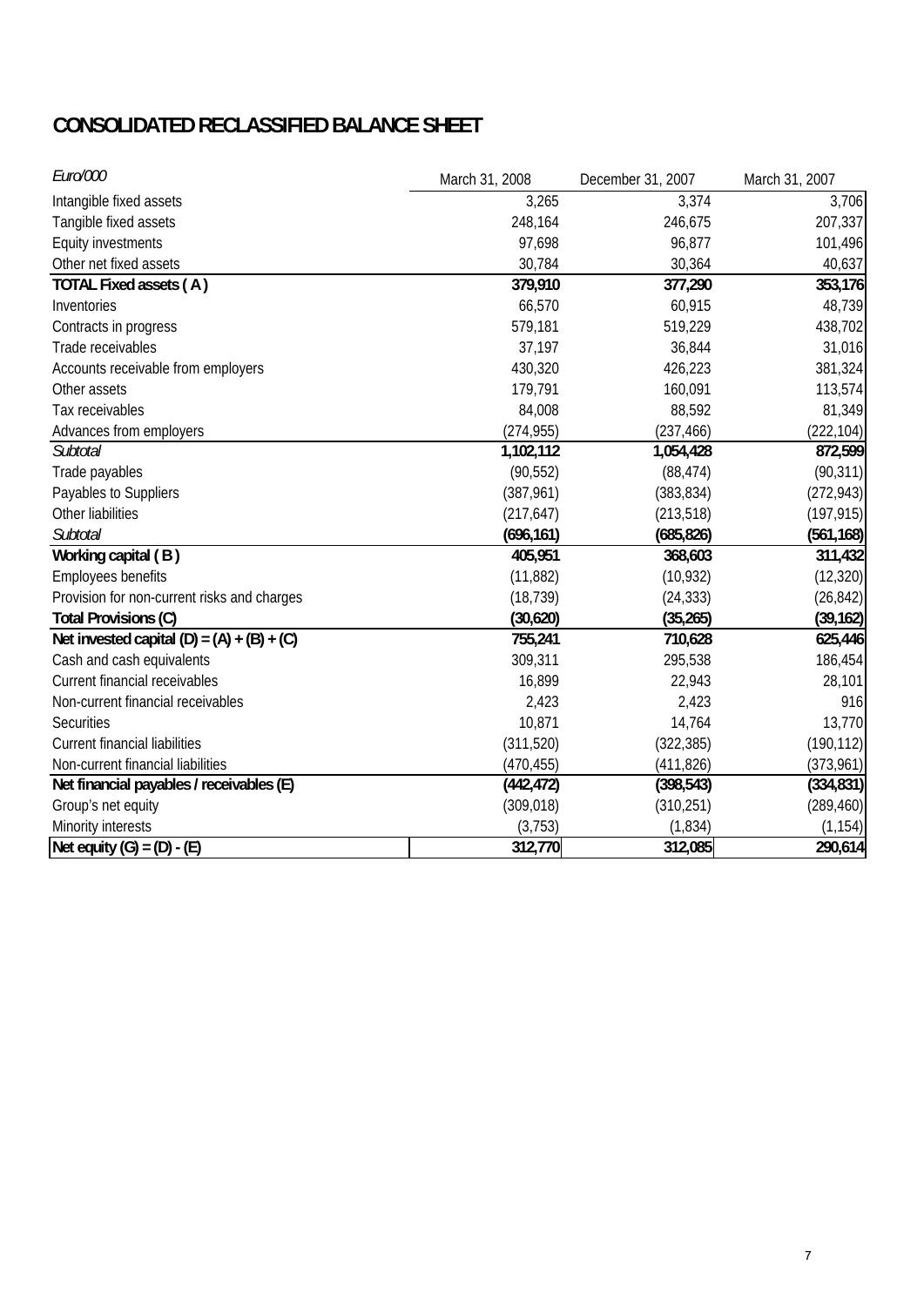# CONSOLIDATED RECLASSIFIED BALANCE SHEET

| *Euro/000* | March 31, 2008 | December 31, 2007 | March 31, 2007 |
|---|---|---|---|
| Intangible fixed assets | 3,265 | 3,374 | 3,706 |
| Tangible fixed assets | 248,164 | 246,675 | 207,337 |
| Equity investments | 97,698 | 96,877 | 101,496 |
| Other net fixed assets | 30,784 | 30,364 | 40,637 |
| **TOTAL Fixed assets ( A )** | **379,910** | **377,290** | **353,176** |
| Inventories | 66,570 | 60,915 | 48,739 |
| Contracts in progress | 579,181 | 519,229 | 438,702 |
| Trade receivables | 37,197 | 36,844 | 31,016 |
| Accounts receivable from employers | 430,320 | 426,223 | 381,324 |
| Other assets | 179,791 | 160,091 | 113,574 |
| Tax receivables | 84,008 | 88,592 | 81,349 |
| Advances from employers | (274,955) | (237,466) | (222,104) |
| *Subtotal* | **1,102,112** | **1,054,428** | **872,599** |
| Trade payables | (90,552) | (88,474) | (90,311) |
| Payables to Suppliers | (387,961) | (383,834) | (272,943) |
| Other liabilities | (217,647) | (213,518) | (197,915) |
| *Subtotal* | **(696,161)** | **(685,826)** | **(561,168)** |
| **Working capital ( B )** | **405,951** | **368,603** | **311,432** |
| Employees benefits | (11,882) | (10,932) | (12,320) |
| Provision for non-current risks and charges | (18,739) | (24,333) | (26,842) |
| **Total Provisions (C)** | **(30,620)** | **(35,265)** | **(39,162)** |
| **Net invested capital (D) = (A) + (B) + (C)** | **755,241** | **710,628** | **625,446** |
| Cash and cash equivalents | 309,311 | 295,538 | 186,454 |
| Current financial receivables | 16,899 | 22,943 | 28,101 |
| Non-current financial receivables | 2,423 | 2,423 | 916 |
| Securities | 10,871 | 14,764 | 13,770 |
| Current financial liabilities | (311,520) | (322,385) | (190,112) |
| Non-current financial liabilities | (470,455) | (411,826) | (373,961) |
| **Net financial payables / receivables (E)** | **(442,472)** | **(398,543)** | **(334,831)** |
| Group's net equity | (309,018) | (310,251) | (289,460) |
| Minority interests | (3,753) | (1,834) | (1,154) |
| **Net equity (G) = (D) - (E)** | **312,770** | **312,085** | **290,614** |